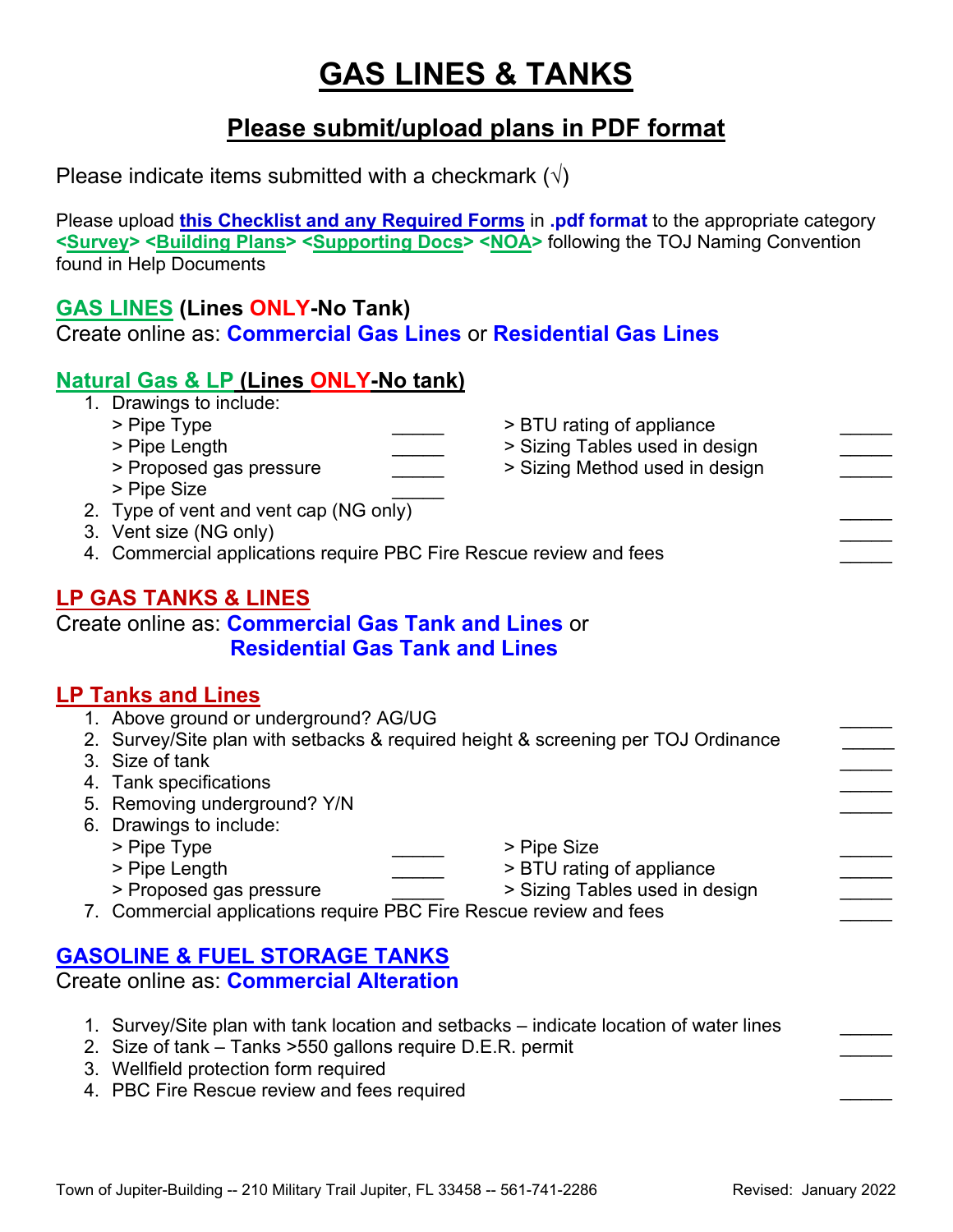# GAS LINES & TANKS

## Please submit/upload plans in PDF format

Please indicate items submitted with a checkmark (√)

Please upload **this Checklist and any Required Forms** in **.pdf format** to the appropriate category **<Survey> <Building Plans> <Supporting Docs> <NOA>** following the TOJ Naming Convention found in Help Documents

### GAS LINES (Lines ONLY-No Tank)

Create online as: **Commercial Gas Lines** or **Residential Gas Lines**

#### Natural Gas & LP (Lines ONLY-No tank)

1. Drawings to include:
   - > Pipe Type _____
   - > Pipe Length _____
   - > Proposed gas pressure _____
   - > Pipe Size _____
   - > BTU rating of appliance _____
   - > Sizing Tables used in design _____
   - > Sizing Method used in design _____
2. Type of vent and vent cap (NG only) _____
3. Vent size (NG only) _____
4. Commercial applications require PBC Fire Rescue review and fees _____

### LP GAS TANKS & LINES

Create online as: **Commercial Gas Tank and Lines** or **Residential Gas Tank and Lines**

#### LP Tanks and Lines

1. Above ground or underground? AG/UG _____
2. Survey/Site plan with setbacks & required height & screening per TOJ Ordinance _____
3. Size of tank _____
4. Tank specifications _____
5. Removing underground? Y/N _____
6. Drawings to include:
   - > Pipe Type _____
   - > Pipe Length _____
   - > Proposed gas pressure _____
   - > Pipe Size _____
   - > BTU rating of appliance _____
   - > Sizing Tables used in design _____
7. Commercial applications require PBC Fire Rescue review and fees _____

### GASOLINE & FUEL STORAGE TANKS

Create online as: **Commercial Alteration**

1. Survey/Site plan with tank location and setbacks – indicate location of water lines _____
2. Size of tank – Tanks >550 gallons require D.E.R. permit _____
3. Wellfield protection form required
4. PBC Fire Rescue review and fees required _____

Town of Jupiter-Building -- 210 Military Trail Jupiter, FL 33458 -- 561-741-2286 Revised: January 2022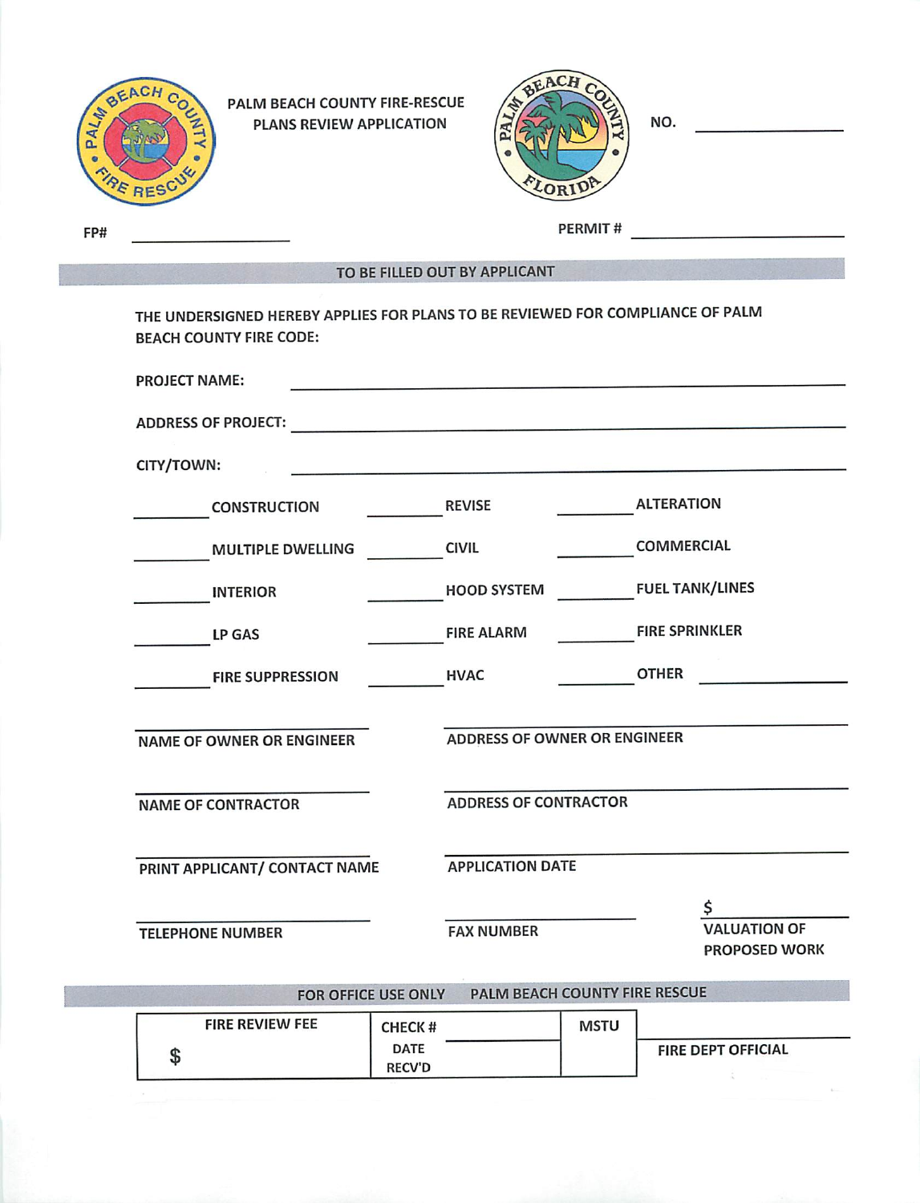# PALM BEACH COUNTY FIRE-RESCUE PLANS REVIEW APPLICATION

NO. ____________

FP# ____________ PERMIT # ____________

## TO BE FILLED OUT BY APPLICANT

THE UNDERSIGNED HEREBY APPLIES FOR PLANS TO BE REVIEWED FOR COMPLIANCE OF PALM BEACH COUNTY FIRE CODE:

PROJECT NAME: ____________

ADDRESS OF PROJECT: ____________

CITY/TOWN: ____________

| | | |
|---|---|---|
| ____ CONSTRUCTION | ____ REVISE | ____ ALTERATION |
| ____ MULTIPLE DWELLING | ____ CIVIL | ____ COMMERCIAL |
| ____ INTERIOR | ____ HOOD SYSTEM | ____ FUEL TANK/LINES |
| ____ LP GAS | ____ FIRE ALARM | ____ FIRE SPRINKLER |
| ____ FIRE SUPPRESSION | ____ HVAC | ____ OTHER ____ |

____________ NAME OF OWNER OR ENGINEER

____________ ADDRESS OF OWNER OR ENGINEER

____________ NAME OF CONTRACTOR

____________ ADDRESS OF CONTRACTOR

____________ PRINT APPLICANT/ CONTACT NAME

____________ APPLICATION DATE

____________ TELEPHONE NUMBER

____________ FAX NUMBER

$ ____________ VALUATION OF PROPOSED WORK

## FOR OFFICE USE ONLY PALM BEACH COUNTY FIRE RESCUE

| FIRE REVIEW FEE | CHECK # | MSTU | |
|---|---|---|---|
| $ | DATE RECV'D | | FIRE DEPT OFFICIAL |